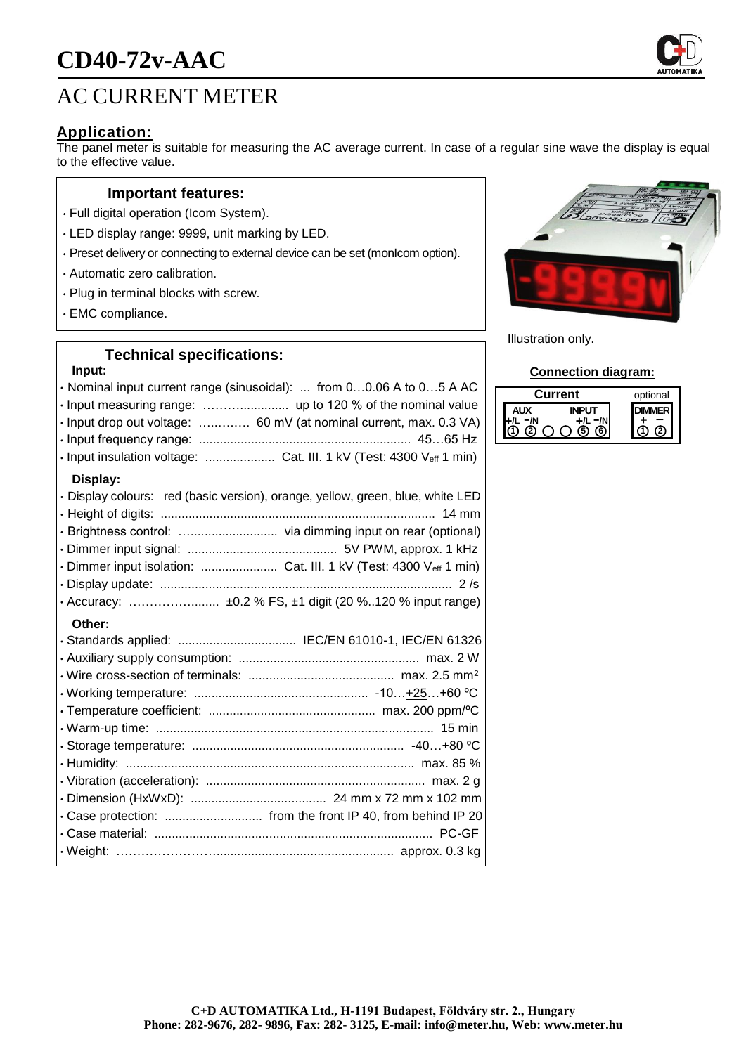# CD40-72v-AAC

## AC CURRENT METER

### Application:

The panel meter is suitable for measuring the AC average current. In case of a regular sine wave the display is equal to the effective value.

### Important features:

- Full digital operation (Icom System).
- LED display range: 9999, unit marking by LED.
- Preset delivery or connecting to external device can be set (monIcom option).
- Automatic zero calibration.
- Plug in terminal blocks with screw.
- EMC compliance.

Illustration only.

### Technical specifications:

**Input:**

- Nominal input current range (sinusoidal): ... from 0…0.06 A to 0…5 A AC
- Input measuring range: ………............. up to 120 % of the nominal value
- Input drop out voltage: ….……… 60 mV (at nominal current, max. 0.3 VA)
- Input frequency range: ............................................................ 45…65 Hz
- Input insulation voltage: .................... Cat. III. 1 kV (Test: 4300 $V_{eff}$ 1 min)

**Display:**

- Display colours: red (basic version), orange, yellow, green, blue, white LED
- Height of digits: .............................................................................. 14 mm
- Brightness control: ............................ via dimming input on rear (optional)
- Dimmer input signal: ........................................... 5V PWM, approx. 1 kHz
- Dimmer input isolation: ...................... Cat. III. 1 kV (Test: 4300 $V_{eff}$ 1 min)
- Display update: .................................................................................... 2 /s
- Accuracy: ………………........ ±0.2 % FS, ±1 digit (20 %..120 % input range)

**Other:**

- Standards applied: .................................. IEC/EN 61010-1, IEC/EN 61326
- Auxiliary supply consumption: .................................................... max. 2 W
- Wire cross-section of terminals: .......................................... max. 2.5 mm²
- Working temperature: .................................................. -10…+25…+60 ºC
- Temperature coefficient: ................................................ max. 200 ppm/ºC
- Warm-up time: ................................................................................ 15 min
- Storage temperature: ............................................................. -40…+80 ºC
- Humidity: ................................................................................... max. 85 %
- Vibration (acceleration): ............................................................... max. 2 g
- Dimension (HxWxD): ....................................... 24 mm x 72 mm x 102 mm
- Case protection: ............................ from the front IP 40, from behind IP 20
- Case material: ................................................................................ PC-GF
- Weight: ……………………................................................... approx. 0.3 kg

### Connection diagram:

| Current | | | | | | optional | |
|---|---|---|---|---|---|---|---|
| AUX | | | | INPUT | | DIMMER | |
| +/L | −/N | | | +/L | −/N | + | − |
| ① | ② | ○ | ○ | ⑤ | ⑥ | ① | ② |

**C+D AUTOMATIKA Ltd., H-1191 Budapest, Földváry str. 2., Hungary**
**Phone: 282-9676, 282- 9896, Fax: 282- 3125, E-mail: info@meter.hu, Web: www.meter.hu**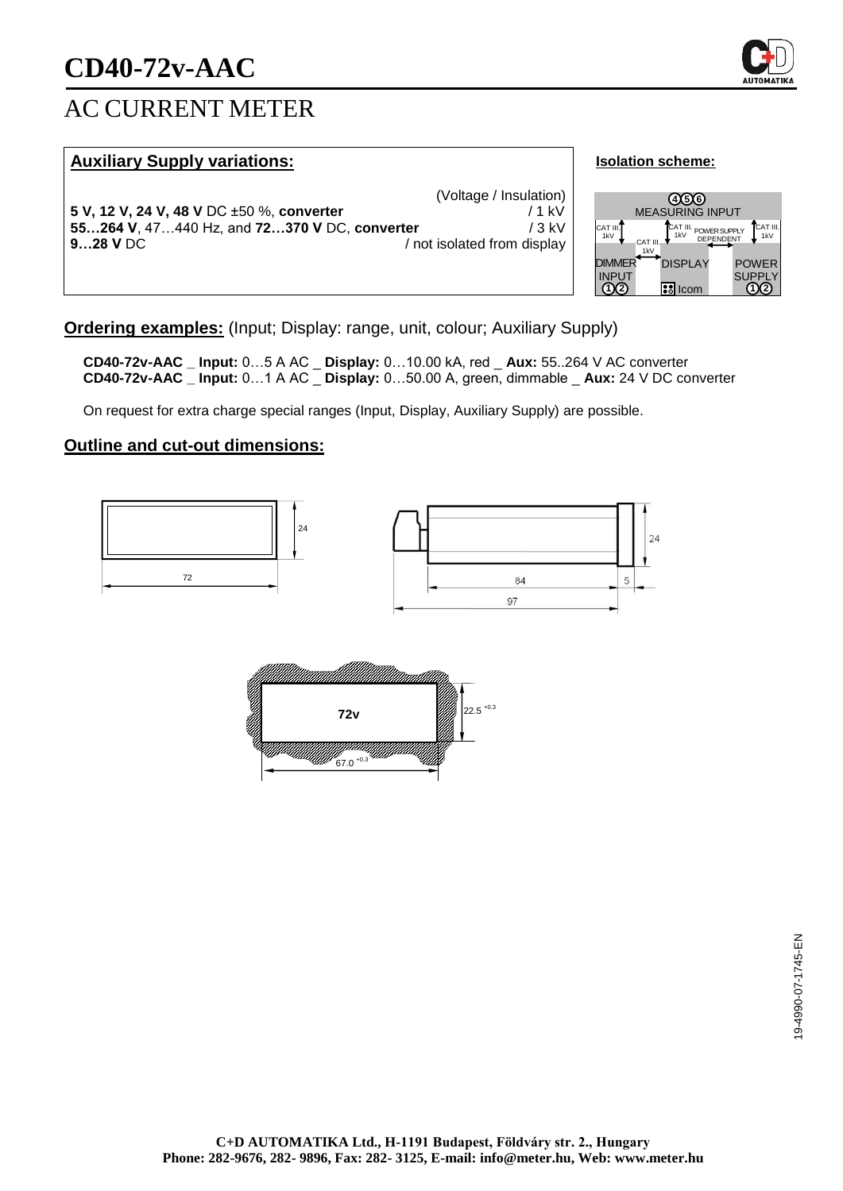# CD40-72v-AAC

# AC CURRENT METER

## Auxiliary Supply variations:

(Voltage / Insulation)

**5 V, 12 V, 24 V, 48 V** DC ±50 %, **converter** / 1 kV
**55…264 V**, 47…440 Hz, and **72…370 V** DC, **converter** / 3 kV
**9…28 V** DC / not isolated from display

**Isolation scheme:**

④⑤⑥
MEASURING INPUT
CAT III. 1kV
CAT III. 1kV
CAT III. 1kV
POWER SUPPLY DEPENDENT
CAT III. 1kV
DIMMER INPUT ①②
DISPLAY
Icom
POWER SUPPLY ①②

**Ordering examples:** (Input; Display: range, unit, colour; Auxiliary Supply)

**CD40-72v-AAC** _ **Input:** 0…5 A AC _ **Display:** 0…10.00 kA, red _ **Aux:** 55..264 V AC converter
**CD40-72v-AAC** _ **Input:** 0…1 A AC _ **Display:** 0…50.00 A, green, dimmable _ **Aux:** 24 V DC converter

On request for extra charge special ranges (Input, Display, Auxiliary Supply) are possible.

## Outline and cut-out dimensions:

24
72
24
84
5
97

72v
22.5 +0.3
67.0 +0.3

19-4990-07-1745-EN

**C+D AUTOMATIKA Ltd., H-1191 Budapest, Földváry str. 2., Hungary**
**Phone: 282-9676, 282- 9896, Fax: 282- 3125, E-mail: info@meter.hu, Web: www.meter.hu**